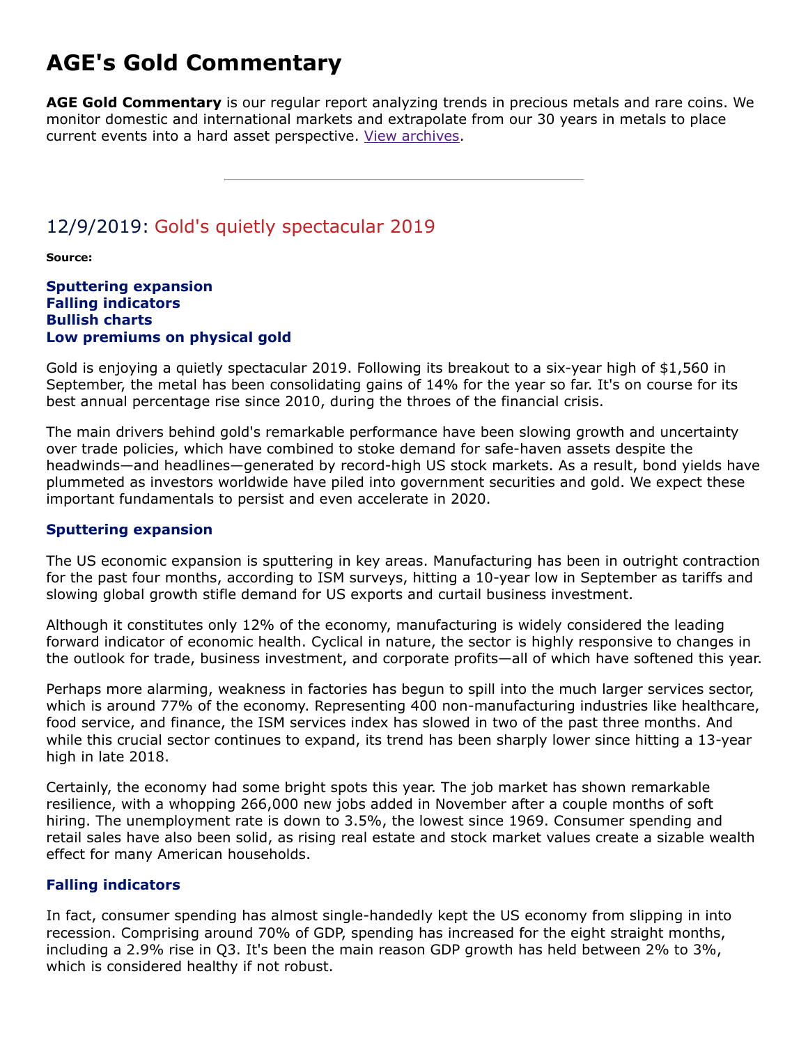# AGE's Gold Commentary

**AGE Gold Commentary** is our regular report analyzing trends in precious metals and rare coins. We monitor domestic and international markets and extrapolate from our 30 years in metals to place current events into a hard asset perspective. [View archives](#).

---

## 12/9/2019: Gold's quietly spectacular 2019

**Source:**

**Sputtering expansion**
**Falling indicators**
**Bullish charts**
**Low premiums on physical gold**

Gold is enjoying a quietly spectacular 2019. Following its breakout to a six-year high of $1,560 in September, the metal has been consolidating gains of 14% for the year so far. It's on course for its best annual percentage rise since 2010, during the throes of the financial crisis.

The main drivers behind gold's remarkable performance have been slowing growth and uncertainty over trade policies, which have combined to stoke demand for safe-haven assets despite the headwinds—and headlines—generated by record-high US stock markets. As a result, bond yields have plummeted as investors worldwide have piled into government securities and gold. We expect these important fundamentals to persist and even accelerate in 2020.

### Sputtering expansion

The US economic expansion is sputtering in key areas. Manufacturing has been in outright contraction for the past four months, according to ISM surveys, hitting a 10-year low in September as tariffs and slowing global growth stifle demand for US exports and curtail business investment.

Although it constitutes only 12% of the economy, manufacturing is widely considered the leading forward indicator of economic health. Cyclical in nature, the sector is highly responsive to changes in the outlook for trade, business investment, and corporate profits—all of which have softened this year.

Perhaps more alarming, weakness in factories has begun to spill into the much larger services sector, which is around 77% of the economy. Representing 400 non-manufacturing industries like healthcare, food service, and finance, the ISM services index has slowed in two of the past three months. And while this crucial sector continues to expand, its trend has been sharply lower since hitting a 13-year high in late 2018.

Certainly, the economy had some bright spots this year. The job market has shown remarkable resilience, with a whopping 266,000 new jobs added in November after a couple months of soft hiring. The unemployment rate is down to 3.5%, the lowest since 1969. Consumer spending and retail sales have also been solid, as rising real estate and stock market values create a sizable wealth effect for many American households.

### Falling indicators

In fact, consumer spending has almost single-handedly kept the US economy from slipping in into recession. Comprising around 70% of GDP, spending has increased for the eight straight months, including a 2.9% rise in Q3. It's been the main reason GDP growth has held between 2% to 3%, which is considered healthy if not robust.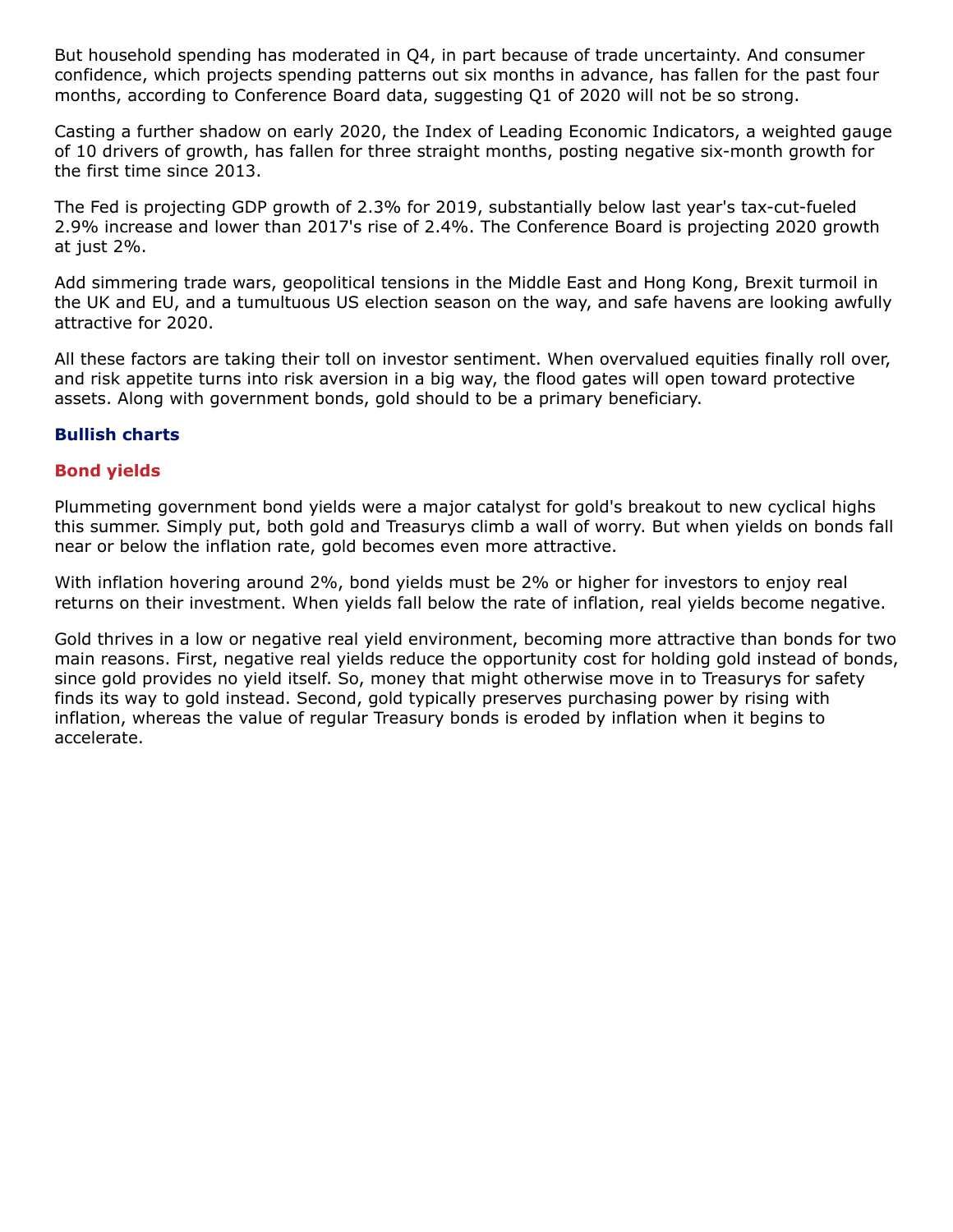But household spending has moderated in Q4, in part because of trade uncertainty. And consumer confidence, which projects spending patterns out six months in advance, has fallen for the past four months, according to Conference Board data, suggesting Q1 of 2020 will not be so strong.

Casting a further shadow on early 2020, the Index of Leading Economic Indicators, a weighted gauge of 10 drivers of growth, has fallen for three straight months, posting negative six-month growth for the first time since 2013.

The Fed is projecting GDP growth of 2.3% for 2019, substantially below last year's tax-cut-fueled 2.9% increase and lower than 2017's rise of 2.4%. The Conference Board is projecting 2020 growth at just 2%.

Add simmering trade wars, geopolitical tensions in the Middle East and Hong Kong, Brexit turmoil in the UK and EU, and a tumultuous US election season on the way, and safe havens are looking awfully attractive for 2020.

All these factors are taking their toll on investor sentiment. When overvalued equities finally roll over, and risk appetite turns into risk aversion in a big way, the flood gates will open toward protective assets. Along with government bonds, gold should to be a primary beneficiary.

## Bullish charts

### Bond yields

Plummeting government bond yields were a major catalyst for gold's breakout to new cyclical highs this summer. Simply put, both gold and Treasurys climb a wall of worry. But when yields on bonds fall near or below the inflation rate, gold becomes even more attractive.

With inflation hovering around 2%, bond yields must be 2% or higher for investors to enjoy real returns on their investment. When yields fall below the rate of inflation, real yields become negative.

Gold thrives in a low or negative real yield environment, becoming more attractive than bonds for two main reasons. First, negative real yields reduce the opportunity cost for holding gold instead of bonds, since gold provides no yield itself. So, money that might otherwise move in to Treasurys for safety finds its way to gold instead. Second, gold typically preserves purchasing power by rising with inflation, whereas the value of regular Treasury bonds is eroded by inflation when it begins to accelerate.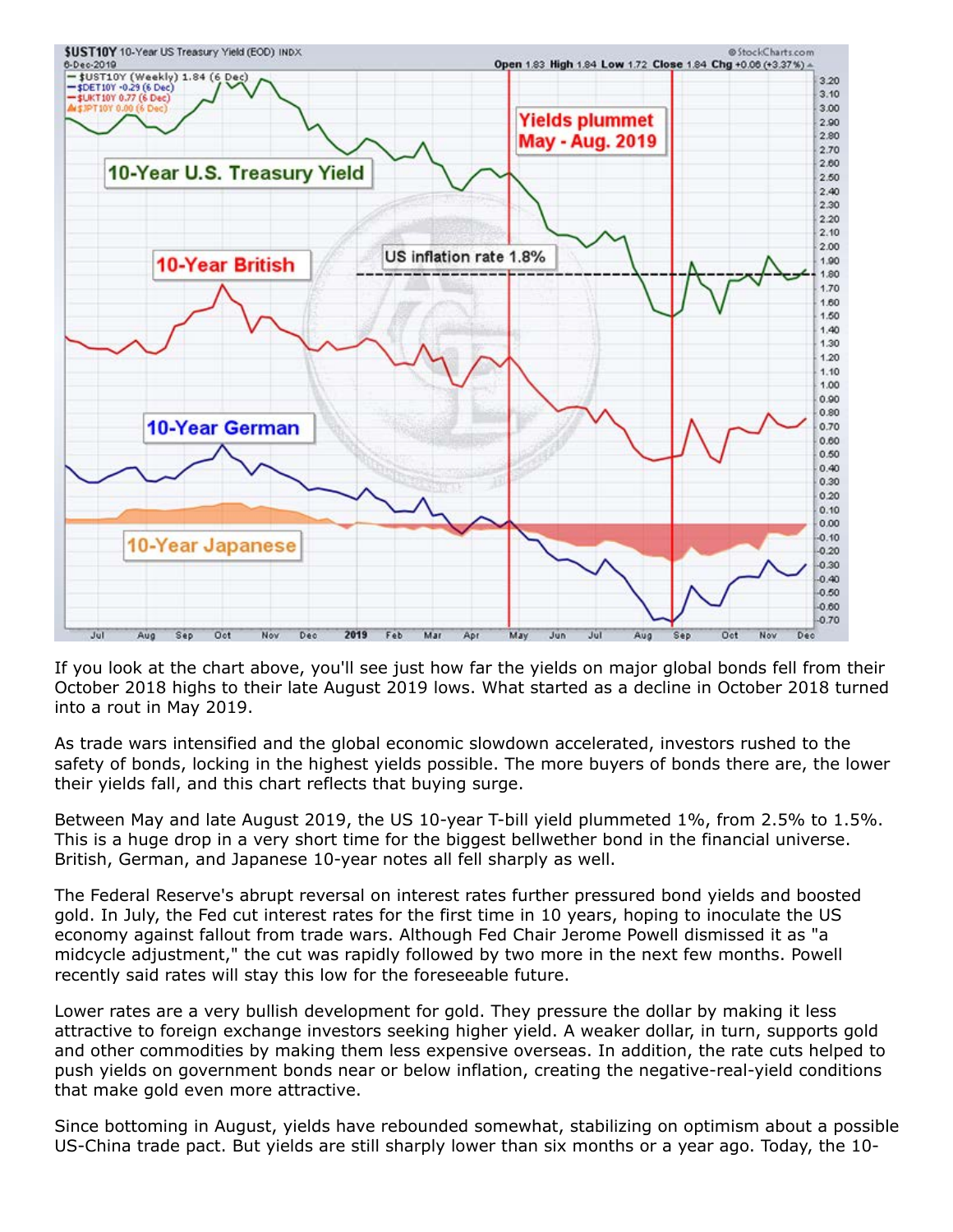If you look at the chart above, you'll see just how far the yields on major global bonds fell from their October 2018 highs to their late August 2019 lows. What started as a decline in October 2018 turned into a rout in May 2019.

As trade wars intensified and the global economic slowdown accelerated, investors rushed to the safety of bonds, locking in the highest yields possible. The more buyers of bonds there are, the lower their yields fall, and this chart reflects that buying surge.

Between May and late August 2019, the US 10-year T-bill yield plummeted 1%, from 2.5% to 1.5%. This is a huge drop in a very short time for the biggest bellwether bond in the financial universe. British, German, and Japanese 10-year notes all fell sharply as well.

The Federal Reserve's abrupt reversal on interest rates further pressured bond yields and boosted gold. In July, the Fed cut interest rates for the first time in 10 years, hoping to inoculate the US economy against fallout from trade wars. Although Fed Chair Jerome Powell dismissed it as "a midcycle adjustment," the cut was rapidly followed by two more in the next few months. Powell recently said rates will stay this low for the foreseeable future.

Lower rates are a very bullish development for gold. They pressure the dollar by making it less attractive to foreign exchange investors seeking higher yield. A weaker dollar, in turn, supports gold and other commodities by making them less expensive overseas. In addition, the rate cuts helped to push yields on government bonds near or below inflation, creating the negative-real-yield conditions that make gold even more attractive.

Since bottoming in August, yields have rebounded somewhat, stabilizing on optimism about a possible US-China trade pact. But yields are still sharply lower than six months or a year ago. Today, the 10-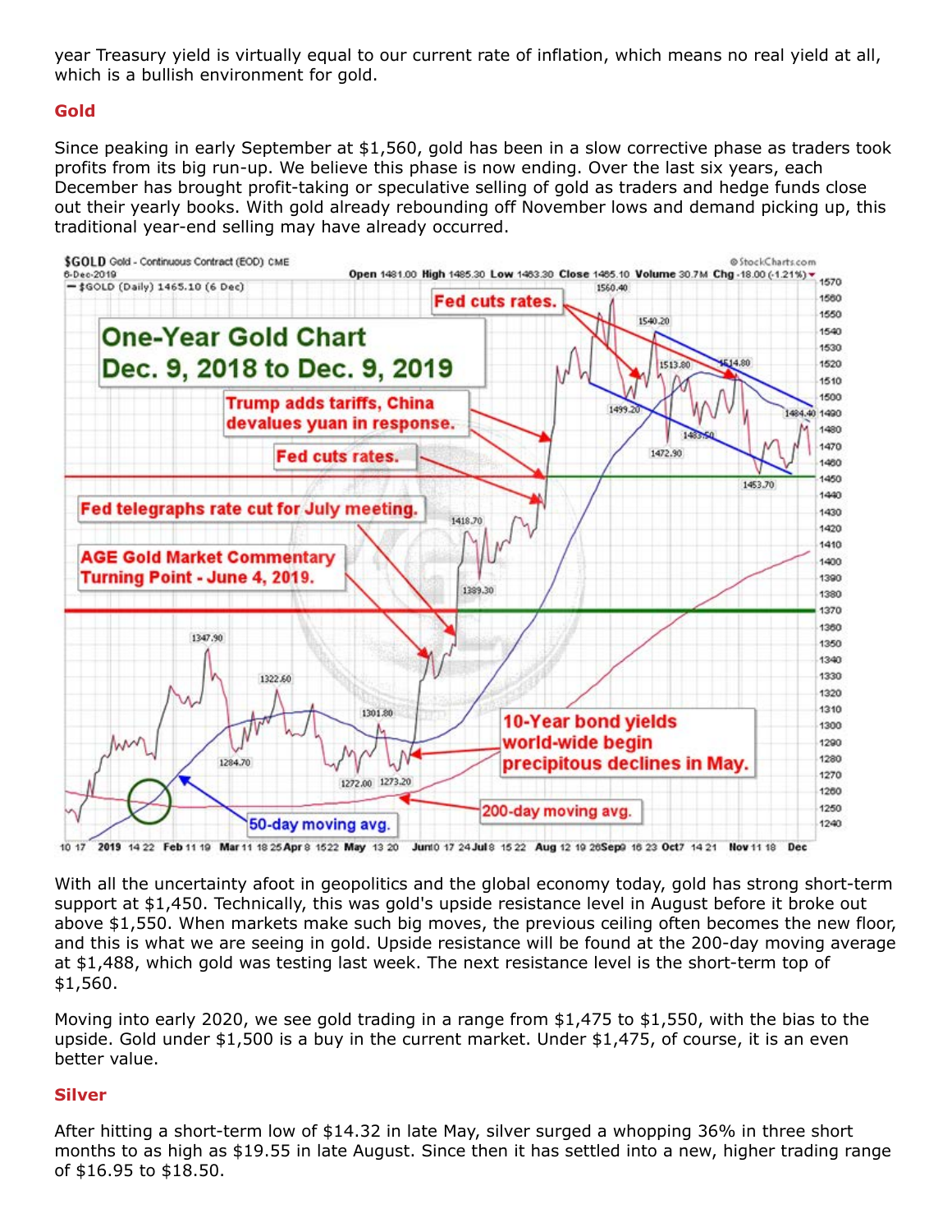year Treasury yield is virtually equal to our current rate of inflation, which means no real yield at all, which is a bullish environment for gold.

### Gold

Since peaking in early September at $1,560, gold has been in a slow corrective phase as traders took profits from its big run-up. We believe this phase is now ending. Over the last six years, each December has brought profit-taking or speculative selling of gold as traders and hedge funds close out their yearly books. With gold already rebounding off November lows and demand picking up, this traditional year-end selling may have already occurred.

With all the uncertainty afoot in geopolitics and the global economy today, gold has strong short-term support at $1,450. Technically, this was gold's upside resistance level in August before it broke out above $1,550. When markets make such big moves, the previous ceiling often becomes the new floor, and this is what we are seeing in gold. Upside resistance will be found at the 200-day moving average at $1,488, which gold was testing last week. The next resistance level is the short-term top of $1,560.

Moving into early 2020, we see gold trading in a range from $1,475 to $1,550, with the bias to the upside. Gold under $1,500 is a buy in the current market. Under $1,475, of course, it is an even better value.

### Silver

After hitting a short-term low of $14.32 in late May, silver surged a whopping 36% in three short months to as high as $19.55 in late August. Since then it has settled into a new, higher trading range of $16.95 to $18.50.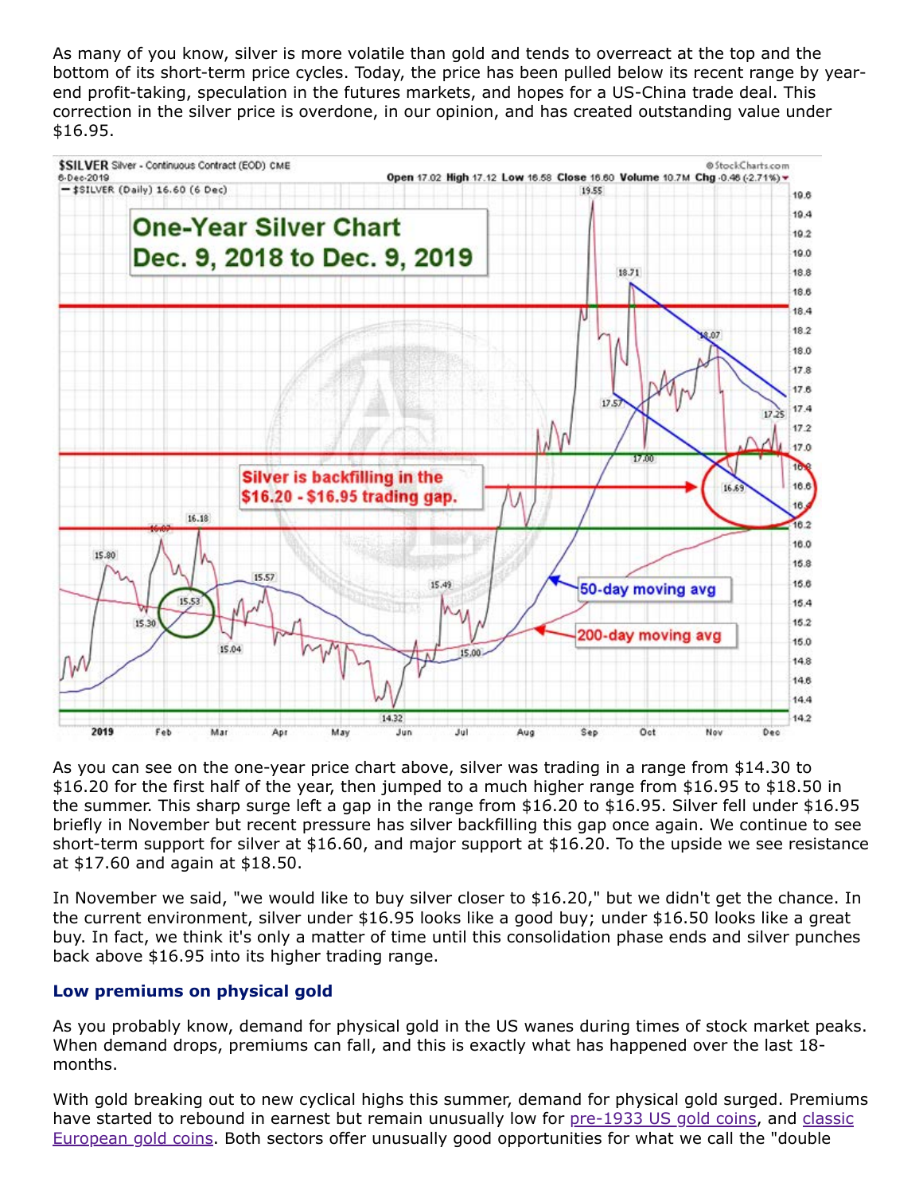As many of you know, silver is more volatile than gold and tends to overreact at the top and the bottom of its short-term price cycles. Today, the price has been pulled below its recent range by year-end profit-taking, speculation in the futures markets, and hopes for a US-China trade deal. This correction in the silver price is overdone, in our opinion, and has created outstanding value under $16.95.

As you can see on the one-year price chart above, silver was trading in a range from $14.30 to $16.20 for the first half of the year, then jumped to a much higher range from $16.95 to $18.50 in the summer. This sharp surge left a gap in the range from $16.20 to $16.95. Silver fell under $16.95 briefly in November but recent pressure has silver backfilling this gap once again. We continue to see short-term support for silver at $16.60, and major support at $16.20. To the upside we see resistance at $17.60 and again at $18.50.

In November we said, "we would like to buy silver closer to $16.20," but we didn't get the chance. In the current environment, silver under $16.95 looks like a good buy; under $16.50 looks like a great buy. In fact, we think it's only a matter of time until this consolidation phase ends and silver punches back above $16.95 into its higher trading range.

### Low premiums on physical gold

As you probably know, demand for physical gold in the US wanes during times of stock market peaks. When demand drops, premiums can fall, and this is exactly what has happened over the last 18-months.

With gold breaking out to new cyclical highs this summer, demand for physical gold surged. Premiums have started to rebound in earnest but remain unusually low for pre-1933 US gold coins, and classic European gold coins. Both sectors offer unusually good opportunities for what we call the "double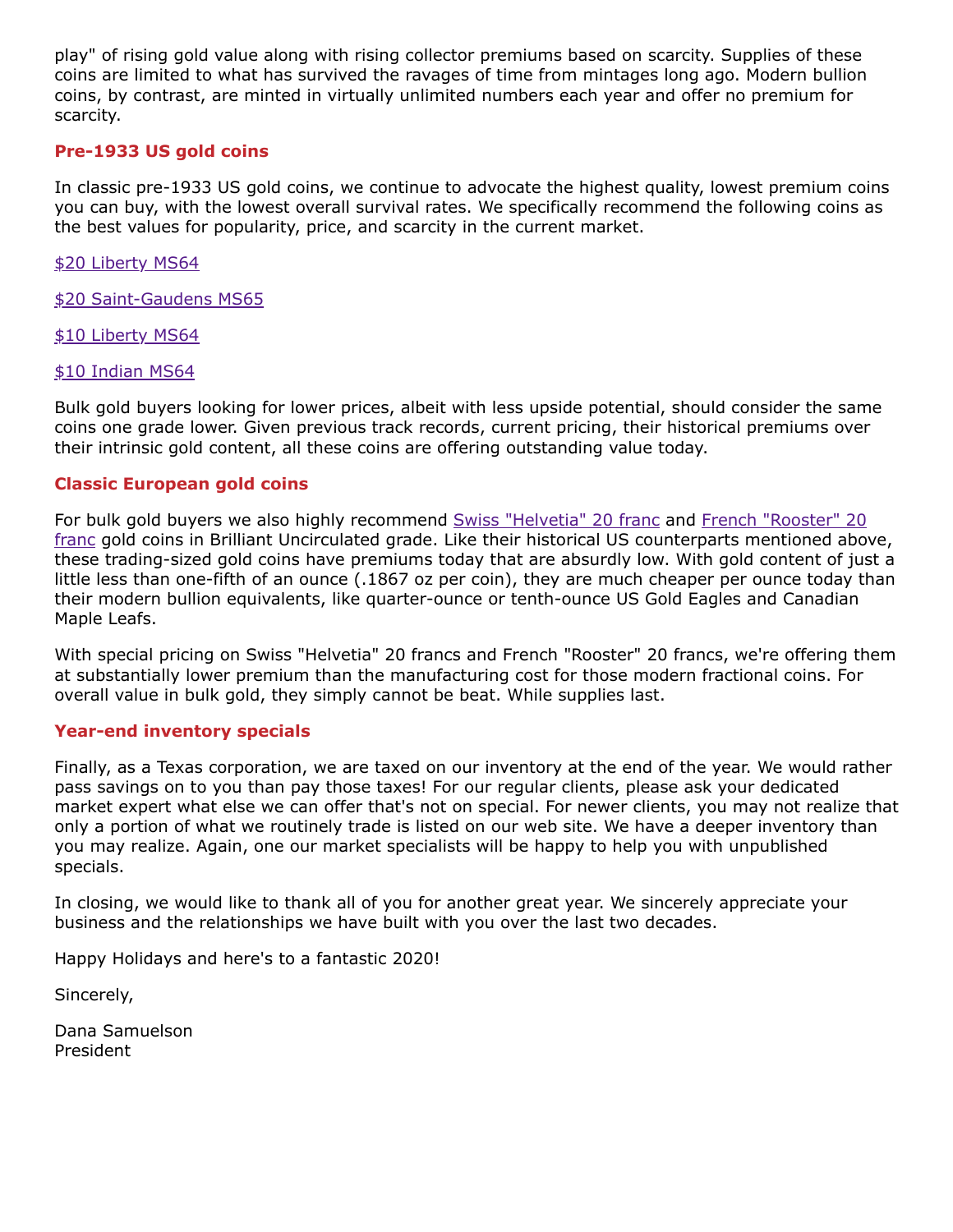play" of rising gold value along with rising collector premiums based on scarcity. Supplies of these coins are limited to what has survived the ravages of time from mintages long ago. Modern bullion coins, by contrast, are minted in virtually unlimited numbers each year and offer no premium for scarcity.

### Pre-1933 US gold coins

In classic pre-1933 US gold coins, we continue to advocate the highest quality, lowest premium coins you can buy, with the lowest overall survival rates. We specifically recommend the following coins as the best values for popularity, price, and scarcity in the current market.

$20 Liberty MS64

$20 Saint-Gaudens MS65

$10 Liberty MS64

$10 Indian MS64

Bulk gold buyers looking for lower prices, albeit with less upside potential, should consider the same coins one grade lower. Given previous track records, current pricing, their historical premiums over their intrinsic gold content, all these coins are offering outstanding value today.

### Classic European gold coins

For bulk gold buyers we also highly recommend Swiss "Helvetia" 20 franc and French "Rooster" 20 franc gold coins in Brilliant Uncirculated grade. Like their historical US counterparts mentioned above, these trading-sized gold coins have premiums today that are absurdly low. With gold content of just a little less than one-fifth of an ounce (.1867 oz per coin), they are much cheaper per ounce today than their modern bullion equivalents, like quarter-ounce or tenth-ounce US Gold Eagles and Canadian Maple Leafs.

With special pricing on Swiss "Helvetia" 20 francs and French "Rooster" 20 francs, we're offering them at substantially lower premium than the manufacturing cost for those modern fractional coins. For overall value in bulk gold, they simply cannot be beat. While supplies last.

### Year-end inventory specials

Finally, as a Texas corporation, we are taxed on our inventory at the end of the year. We would rather pass savings on to you than pay those taxes! For our regular clients, please ask your dedicated market expert what else we can offer that's not on special. For newer clients, you may not realize that only a portion of what we routinely trade is listed on our web site. We have a deeper inventory than you may realize. Again, one our market specialists will be happy to help you with unpublished specials.

In closing, we would like to thank all of you for another great year. We sincerely appreciate your business and the relationships we have built with you over the last two decades.

Happy Holidays and here's to a fantastic 2020!

Sincerely,

Dana Samuelson
President